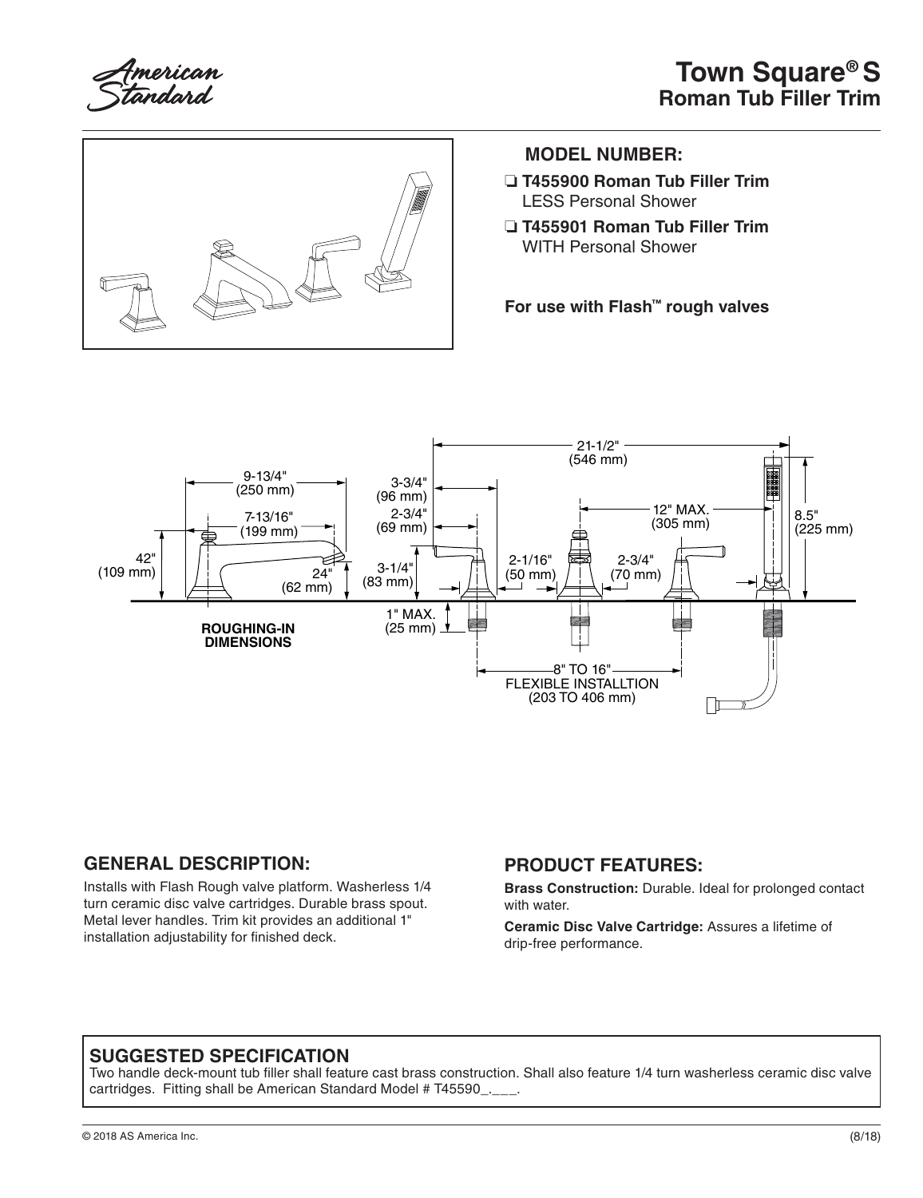# Town Square® S
## Roman Tub Filler Trim

**MODEL NUMBER:**

- ❑ **T455900 Roman Tub Filler Trim** LESS Personal Shower
- ❑ **T455901 Roman Tub Filler Trim** WITH Personal Shower

**For use with Flash™ rough valves**

9-13/4" (250 mm)
7-13/16" (199 mm)
42" (109 mm)
24" (62 mm)
3-3/4" (96 mm)
2-3/4" (69 mm)
3-1/4" (83 mm)
1" MAX. (25 mm)
21-1/2" (546 mm)
12" MAX. (305 mm)
8.5" (225 mm)
2-1/16" (50 mm)
2-3/4" (70 mm)
8" TO 16" FLEXIBLE INSTALLTION (203 TO 406 mm)

**ROUGHING-IN DIMENSIONS**

## GENERAL DESCRIPTION:

Installs with Flash Rough valve platform. Washerless 1/4 turn ceramic disc valve cartridges. Durable brass spout. Metal lever handles. Trim kit provides an additional 1" installation adjustability for finished deck.

## PRODUCT FEATURES:

**Brass Construction:** Durable. Ideal for prolonged contact with water.

**Ceramic Disc Valve Cartridge:** Assures a lifetime of drip-free performance.

## SUGGESTED SPECIFICATION

Two handle deck-mount tub filler shall feature cast brass construction. Shall also feature 1/4 turn washerless ceramic disc valve cartridges. Fitting shall be American Standard Model # T45590_.___.

© 2018 AS America Inc. (8/18)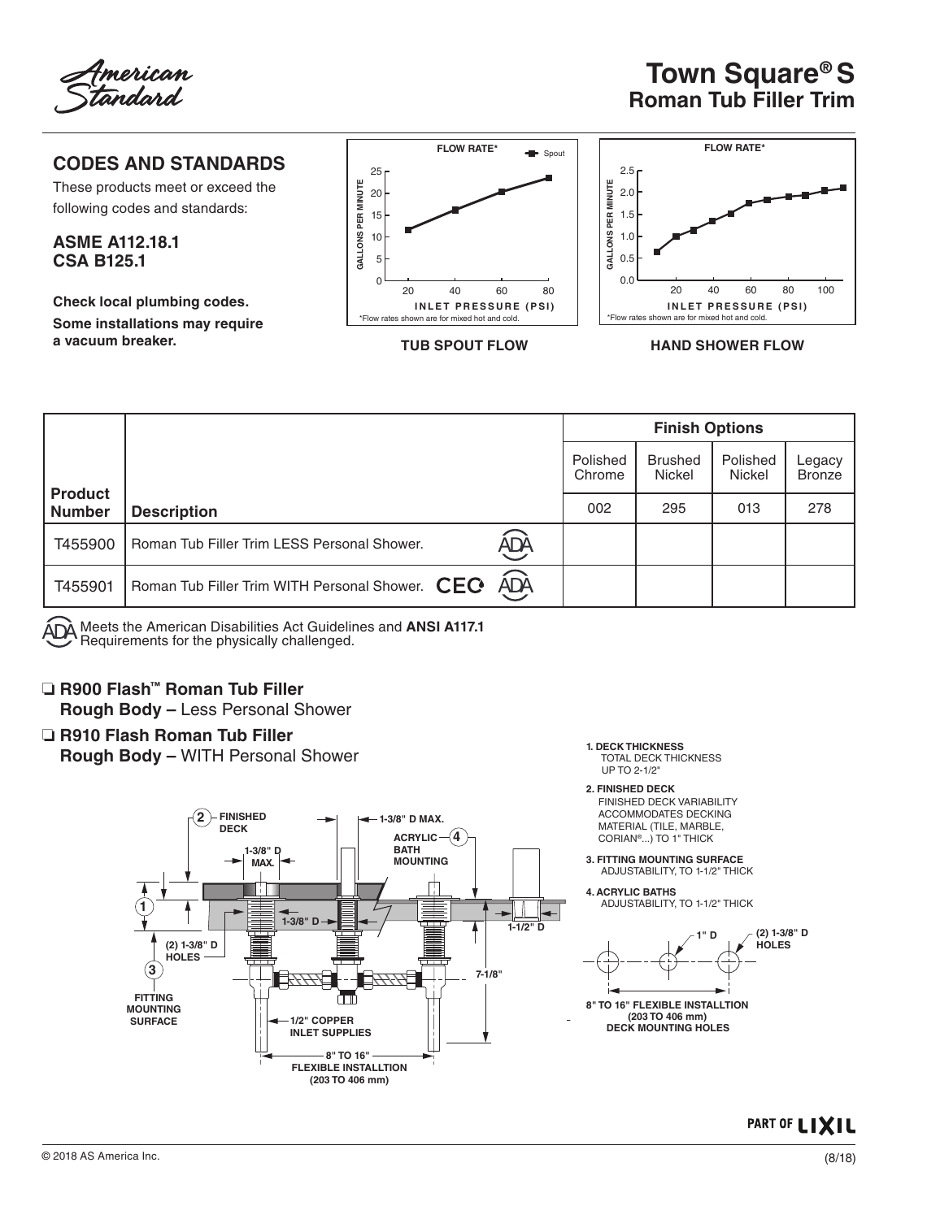# Town Square® S
## Roman Tub Filler Trim

## CODES AND STANDARDS

These products meet or exceed the following codes and standards:

**ASME A112.18.1**
**CSA B125.1**

**Check local plumbing codes.**
**Some installations may require a vacuum breaker.**

FLOW RATE*
Spout
GALLONS PER MINUTE
25
20
15
10
5
0
20 40 60 80
INLET PRESSURE (PSI)
*Flow rates shown are for mixed hot and cold.

**TUB SPOUT FLOW**

FLOW RATE*
GALLONS PER MINUTE
2.5
2.0
1.5
1.0
0.5
0.0
20 40 60 80 100
INLET PRESSURE (PSI)
*Flow rates shown are for mixed hot and cold.

**HAND SHOWER FLOW**

| | | Finish Options | | | |
|---|---|---|---|---|---|
| | | Polished Chrome | Brushed Nickel | Polished Nickel | Legacy Bronze |
| **Product Number** | **Description** | 002 | 295 | 013 | 278 |
| T455900 | Roman Tub Filler Trim LESS Personal Shower. ADA | | | | |
| T455901 | Roman Tub Filler Trim WITH Personal Shower. CEC ADA | | | | |

ADA Meets the American Disabilities Act Guidelines and **ANSI A117.1** Requirements for the physically challenged.

❑ **R900 Flash™ Roman Tub Filler Rough Body –** Less Personal Shower

❑ **R910 Flash Roman Tub Filler Rough Body –** WITH Personal Shower

2 FINISHED DECK
1-3/8" D MAX.
1-3/8" D MAX.
ACRYLIC BATH MOUNTING 4
1
1-3/8" D
1-1/2" D
(2) 1-3/8" D HOLES
3
FITTING MOUNTING SURFACE
7-1/8"
1/2" COPPER INLET SUPPLIES
8" TO 16" FLEXIBLE INSTALLTION (203 TO 406 mm)

**1. DECK THICKNESS**
TOTAL DECK THICKNESS UP TO 2-1/2"

**2. FINISHED DECK**
FINISHED DECK VARIABILITY ACCOMMODATES DECKING MATERIAL (TILE, MARBLE, CORIAN®...) TO 1" THICK

**3. FITTING MOUNTING SURFACE**
ADJUSTABILITY, TO 1-1/2" THICK

**4. ACRYLIC BATHS**
ADJUSTABILITY, TO 1-1/2" THICK

1" D
(2) 1-3/8" D HOLES
8" TO 16" FLEXIBLE INSTALLTION (203 TO 406 mm) DECK MOUNTING HOLES

PART OF LIXIL

© 2018 AS America Inc. (8/18)